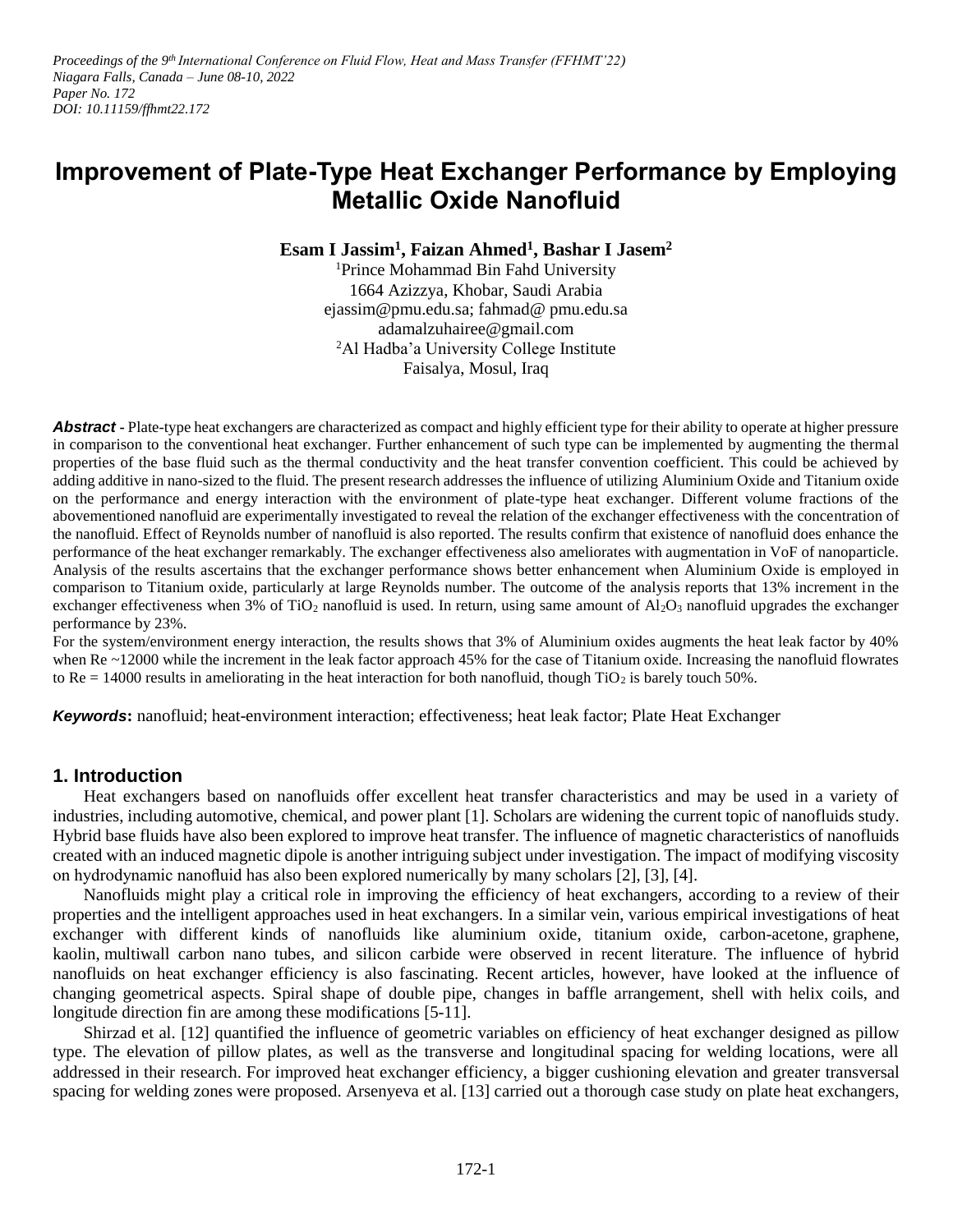*Proceedings of the 9th International Conference on Fluid Flow, Heat and Mass Transfer (FFHMT'22)*
*Niagara Falls, Canada – June 08-10, 2022*
*Paper No. 172*
*DOI: 10.11159/ffhmt22.172*

# Improvement of Plate-Type Heat Exchanger Performance by Employing Metallic Oxide Nanofluid

**Esam I Jassim[1], Faizan Ahmed[1], Bashar I Jasem[2]**

[1]Prince Mohammad Bin Fahd University
1664 Azizzya, Khobar, Saudi Arabia
ejassim@pmu.edu.sa; fahmad@ pmu.edu.sa
adamalzuhairee@gmail.com
[2]Al Hadba'a University College Institute
Faisalya, Mosul, Iraq

***Abstract*** - Plate-type heat exchangers are characterized as compact and highly efficient type for their ability to operate at higher pressure in comparison to the conventional heat exchanger. Further enhancement of such type can be implemented by augmenting the thermal properties of the base fluid such as the thermal conductivity and the heat transfer convention coefficient. This could be achieved by adding additive in nano-sized to the fluid. The present research addresses the influence of utilizing Aluminium Oxide and Titanium oxide on the performance and energy interaction with the environment of plate-type heat exchanger. Different volume fractions of the abovementioned nanofluid are experimentally investigated to reveal the relation of the exchanger effectiveness with the concentration of the nanofluid. Effect of Reynolds number of nanofluid is also reported. The results confirm that existence of nanofluid does enhance the performance of the heat exchanger remarkably. The exchanger effectiveness also ameliorates with augmentation in VoF of nanoparticle. Analysis of the results ascertains that the exchanger performance shows better enhancement when Aluminium Oxide is employed in comparison to Titanium oxide, particularly at large Reynolds number. The outcome of the analysis reports that 13% increment in the exchanger effectiveness when 3% of $TiO_2$ nanofluid is used. In return, using same amount of $Al_2O_3$ nanofluid upgrades the exchanger performance by 23%.

For the system/environment energy interaction, the results shows that 3% of Aluminium oxides augments the heat leak factor by 40% when Re ~12000 while the increment in the leak factor approach 45% for the case of Titanium oxide. Increasing the nanofluid flowrates to Re = 14000 results in ameliorating in the heat interaction for both nanofluid, though $TiO_2$ is barely touch 50%.

***Keywords*:** nanofluid; heat-environment interaction; effectiveness; heat leak factor; Plate Heat Exchanger

## 1. Introduction

Heat exchangers based on nanofluids offer excellent heat transfer characteristics and may be used in a variety of industries, including automotive, chemical, and power plant [1]. Scholars are widening the current topic of nanofluids study. Hybrid base fluids have also been explored to improve heat transfer. The influence of magnetic characteristics of nanofluids created with an induced magnetic dipole is another intriguing subject under investigation. The impact of modifying viscosity on hydrodynamic nanofluid has also been explored numerically by many scholars [2], [3], [4].

Nanofluids might play a critical role in improving the efficiency of heat exchangers, according to a review of their properties and the intelligent approaches used in heat exchangers. In a similar vein, various empirical investigations of heat exchanger with different kinds of nanofluids like aluminium oxide, titanium oxide, carbon-acetone, graphene, kaolin, multiwall carbon nano tubes, and silicon carbide were observed in recent literature. The influence of hybrid nanofluids on heat exchanger efficiency is also fascinating. Recent articles, however, have looked at the influence of changing geometrical aspects. Spiral shape of double pipe, changes in baffle arrangement, shell with helix coils, and longitude direction fin are among these modifications [5-11].

Shirzad et al. [12] quantified the influence of geometric variables on efficiency of heat exchanger designed as pillow type. The elevation of pillow plates, as well as the transverse and longitudinal spacing for welding locations, were all addressed in their research. For improved heat exchanger efficiency, a bigger cushioning elevation and greater transversal spacing for welding zones were proposed. Arsenyeva et al. [13] carried out a thorough case study on plate heat exchangers,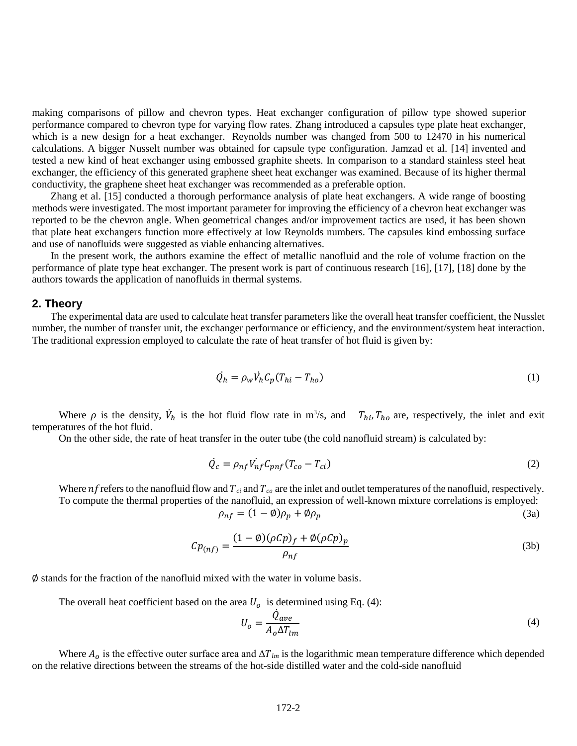making comparisons of pillow and chevron types. Heat exchanger configuration of pillow type showed superior performance compared to chevron type for varying flow rates. Zhang introduced a capsules type plate heat exchanger, which is a new design for a heat exchanger. Reynolds number was changed from 500 to 12470 in his numerical calculations. A bigger Nusselt number was obtained for capsule type configuration. Jamzad et al. [14] invented and tested a new kind of heat exchanger using embossed graphite sheets. In comparison to a standard stainless steel heat exchanger, the efficiency of this generated graphene sheet heat exchanger was examined. Because of its higher thermal conductivity, the graphene sheet heat exchanger was recommended as a preferable option.

Zhang et al. [15] conducted a thorough performance analysis of plate heat exchangers. A wide range of boosting methods were investigated. The most important parameter for improving the efficiency of a chevron heat exchanger was reported to be the chevron angle. When geometrical changes and/or improvement tactics are used, it has been shown that plate heat exchangers function more effectively at low Reynolds numbers. The capsules kind embossing surface and use of nanofluids were suggested as viable enhancing alternatives.

In the present work, the authors examine the effect of metallic nanofluid and the role of volume fraction on the performance of plate type heat exchanger. The present work is part of continuous research [16], [17], [18] done by the authors towards the application of nanofluids in thermal systems.

## 2. Theory

The experimental data are used to calculate heat transfer parameters like the overall heat transfer coefficient, the Nusslet number, the number of transfer unit, the exchanger performance or efficiency, and the environment/system heat interaction. The traditional expression employed to calculate the rate of heat transfer of hot fluid is given by:

$$\dot{Q}_h = \rho_w \dot{V}_h C_p (T_{hi} - T_{ho}) \tag{1}$$

Where $\rho$ is the density, $\dot{V}_h$ is the hot fluid flow rate in $m^3/s$, and $T_{hi}, T_{ho}$ are, respectively, the inlet and exit temperatures of the hot fluid.

On the other side, the rate of heat transfer in the outer tube (the cold nanofluid stream) is calculated by:

$$\dot{Q}_c = \rho_{nf} \dot{V}_{nf} C_{pnf} (T_{co} - T_{ci}) \tag{2}$$

Where $nf$ refers to the nanofluid flow and $T_{ci}$ and $T_{co}$ are the inlet and outlet temperatures of the nanofluid, respectively.

To compute the thermal properties of the nanofluid, an expression of well-known mixture correlations is employed:

$$\rho_{nf} = (1 - \emptyset)\rho_p + \emptyset\rho_p \tag{3a}$$

$$Cp_{(nf)} = \frac{(1 - \emptyset)(\rho Cp)_f + \emptyset(\rho Cp)_p}{\rho_{nf}} \tag{3b}$$

$\emptyset$ stands for the fraction of the nanofluid mixed with the water in volume basis.

The overall heat coefficient based on the area $U_o$ is determined using Eq. (4):

$$U_o = \frac{\dot{Q}_{ave}}{A_o \Delta T_{lm}} \tag{4}$$

Where $A_o$ is the effective outer surface area and $\Delta T_{lm}$ is the logarithmic mean temperature difference which depended on the relative directions between the streams of the hot-side distilled water and the cold-side nanofluid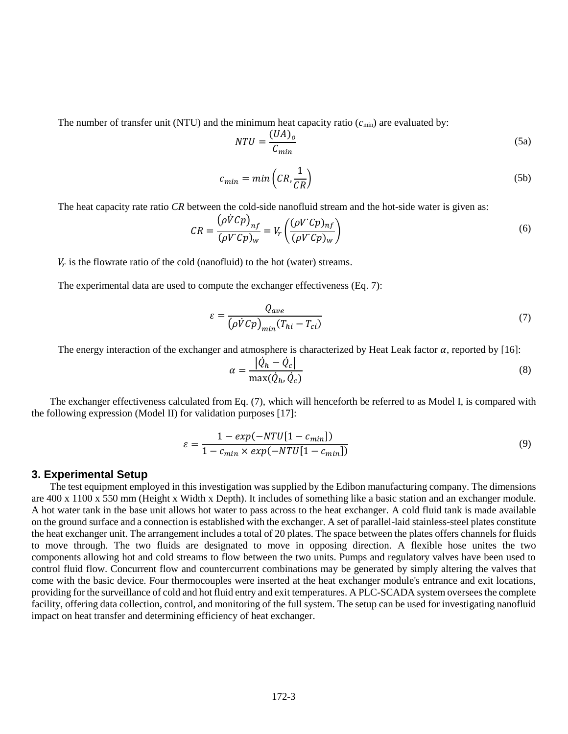The number of transfer unit (NTU) and the minimum heat capacity ratio ($c_{min}$) are evaluated by:

$$NTU = \frac{(UA)_o}{C_{min}} \tag{5a}$$

$$c_{min} = min\left(CR, \frac{1}{CR}\right) \tag{5b}$$

The heat capacity rate ratio *CR* between the cold-side nanofluid stream and the hot-side water is given as:

$$CR = \frac{\left(\rho \dot{V} Cp\right)_{nf}}{(\rho V^{\cdot} Cp)_w} = V_r \left(\frac{(\rho V^{\cdot} Cp)_{nf}}{(\rho V^{\cdot} Cp)_w}\right) \tag{6}$$

$V_r$ is the flowrate ratio of the cold (nanofluid) to the hot (water) streams.

The experimental data are used to compute the exchanger effectiveness (Eq. 7):

$$\varepsilon = \frac{Q_{ave}}{\left(\rho \dot{V} Cp\right)_{min} (T_{hi} - T_{ci})} \tag{7}$$

The energy interaction of the exchanger and atmosphere is characterized by Heat Leak factor $\alpha$, reported by [16]:

$$\alpha = \frac{\left|\dot{Q}_h - \dot{Q}_c\right|}{\max(\dot{Q}_h, \dot{Q}_c)} \tag{8}$$

The exchanger effectiveness calculated from Eq. (7), which will henceforth be referred to as Model I, is compared with the following expression (Model II) for validation purposes [17]:

$$\varepsilon = \frac{1 - exp(-NTU[1 - c_{min}])}{1 - c_{min} \times exp(-NTU[1 - c_{min}])} \tag{9}$$

## 3. Experimental Setup

The test equipment employed in this investigation was supplied by the Edibon manufacturing company. The dimensions are 400 x 1100 x 550 mm (Height x Width x Depth). It includes of something like a basic station and an exchanger module. A hot water tank in the base unit allows hot water to pass across to the heat exchanger. A cold fluid tank is made available on the ground surface and a connection is established with the exchanger. A set of parallel-laid stainless-steel plates constitute the heat exchanger unit. The arrangement includes a total of 20 plates. The space between the plates offers channels for fluids to move through. The two fluids are designated to move in opposing direction. A flexible hose unites the two components allowing hot and cold streams to flow between the two units. Pumps and regulatory valves have been used to control fluid flow. Concurrent flow and countercurrent combinations may be generated by simply altering the valves that come with the basic device. Four thermocouples were inserted at the heat exchanger module's entrance and exit locations, providing for the surveillance of cold and hot fluid entry and exit temperatures. A PLC-SCADA system oversees the complete facility, offering data collection, control, and monitoring of the full system. The setup can be used for investigating nanofluid impact on heat transfer and determining efficiency of heat exchanger.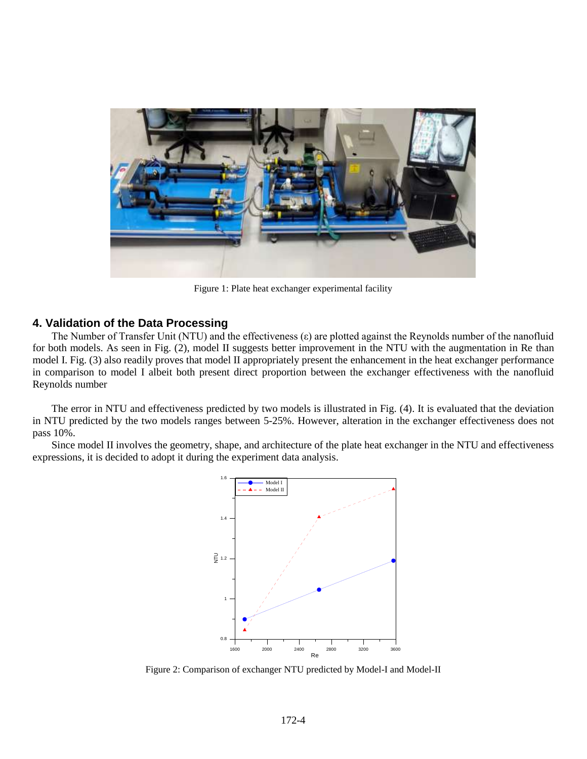Figure 1: Plate heat exchanger experimental facility

## 4. Validation of the Data Processing

The Number of Transfer Unit (NTU) and the effectiveness (ε) are plotted against the Reynolds number of the nanofluid for both models. As seen in Fig. (2), model II suggests better improvement in the NTU with the augmentation in Re than model I. Fig. (3) also readily proves that model II appropriately present the enhancement in the heat exchanger performance in comparison to model I albeit both present direct proportion between the exchanger effectiveness with the nanofluid Reynolds number

The error in NTU and effectiveness predicted by two models is illustrated in Fig. (4). It is evaluated that the deviation in NTU predicted by the two models ranges between 5-25%. However, alteration in the exchanger effectiveness does not pass 10%.

Since model II involves the geometry, shape, and architecture of the plate heat exchanger in the NTU and effectiveness expressions, it is decided to adopt it during the experiment data analysis.

Figure 2: Comparison of exchanger NTU predicted by Model-I and Model-II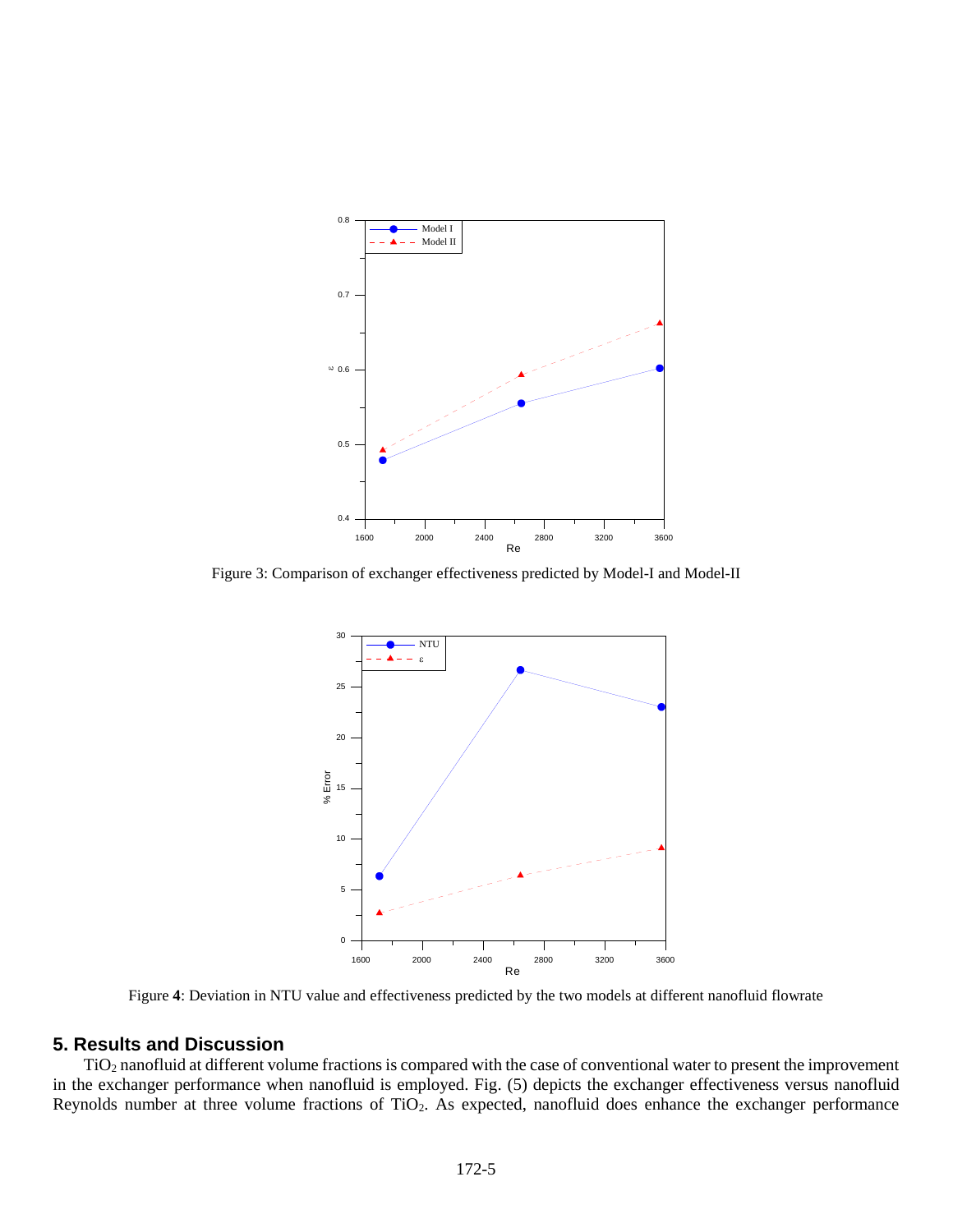Figure 3: Comparison of exchanger effectiveness predicted by Model-I and Model-II

Figure **4**: Deviation in NTU value and effectiveness predicted by the two models at different nanofluid flowrate

## 5. Results and Discussion

$TiO_2$ nanofluid at different volume fractions is compared with the case of conventional water to present the improvement in the exchanger performance when nanofluid is employed. Fig. (5) depicts the exchanger effectiveness versus nanofluid Reynolds number at three volume fractions of $TiO_2$. As expected, nanofluid does enhance the exchanger performance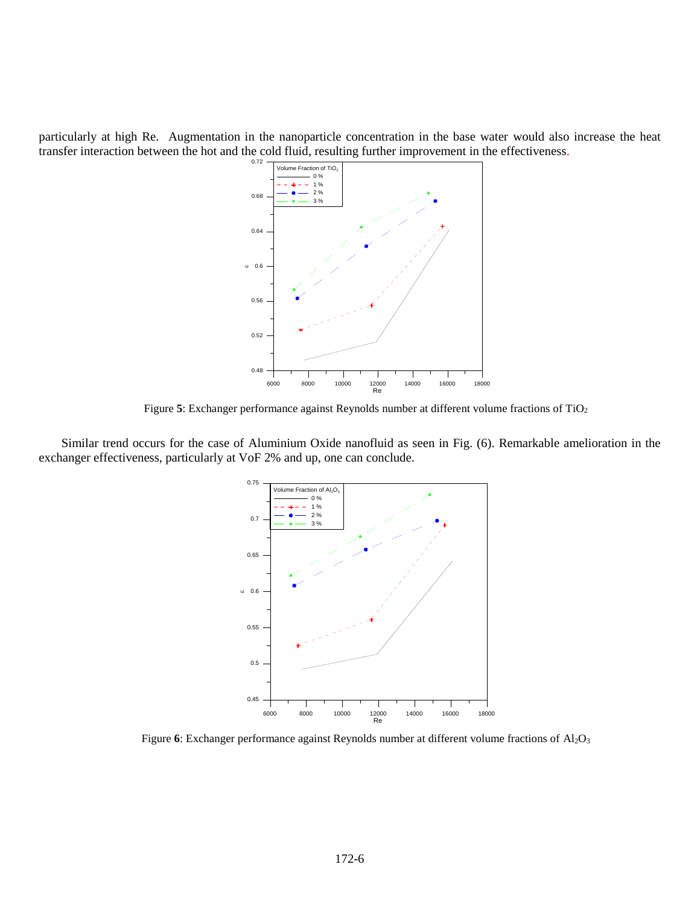particularly at high Re. Augmentation in the nanoparticle concentration in the base water would also increase the heat transfer interaction between the hot and the cold fluid, resulting further improvement in the effectiveness.

Figure **5**: Exchanger performance against Reynolds number at different volume fractions of $TiO_2$

Similar trend occurs for the case of Aluminium Oxide nanofluid as seen in Fig. (6). Remarkable amelioration in the exchanger effectiveness, particularly at VoF 2% and up, one can conclude.

Figure **6**: Exchanger performance against Reynolds number at different volume fractions of $Al_2O_3$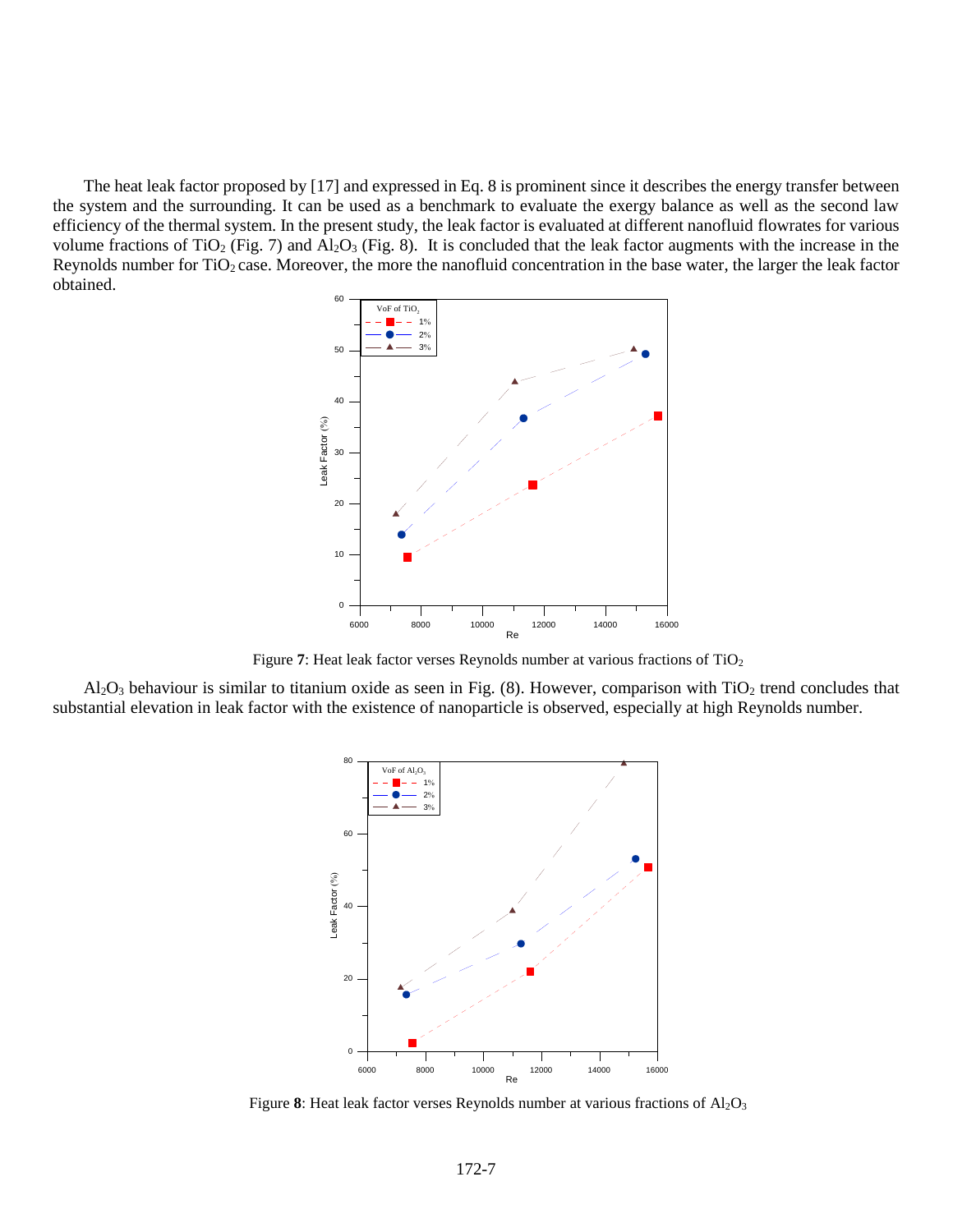The heat leak factor proposed by [17] and expressed in Eq. 8 is prominent since it describes the energy transfer between the system and the surrounding. It can be used as a benchmark to evaluate the exergy balance as well as the second law efficiency of the thermal system. In the present study, the leak factor is evaluated at different nanofluid flowrates for various volume fractions of $TiO_2$ (Fig. 7) and $Al_2O_3$ (Fig. 8). It is concluded that the leak factor augments with the increase in the Reynolds number for $TiO_2$ case. Moreover, the more the nanofluid concentration in the base water, the larger the leak factor obtained.

Figure **7**: Heat leak factor verses Reynolds number at various fractions of $TiO_2$

$Al_2O_3$ behaviour is similar to titanium oxide as seen in Fig. (8). However, comparison with $TiO_2$ trend concludes that substantial elevation in leak factor with the existence of nanoparticle is observed, especially at high Reynolds number.

Figure **8**: Heat leak factor verses Reynolds number at various fractions of $Al_2O_3$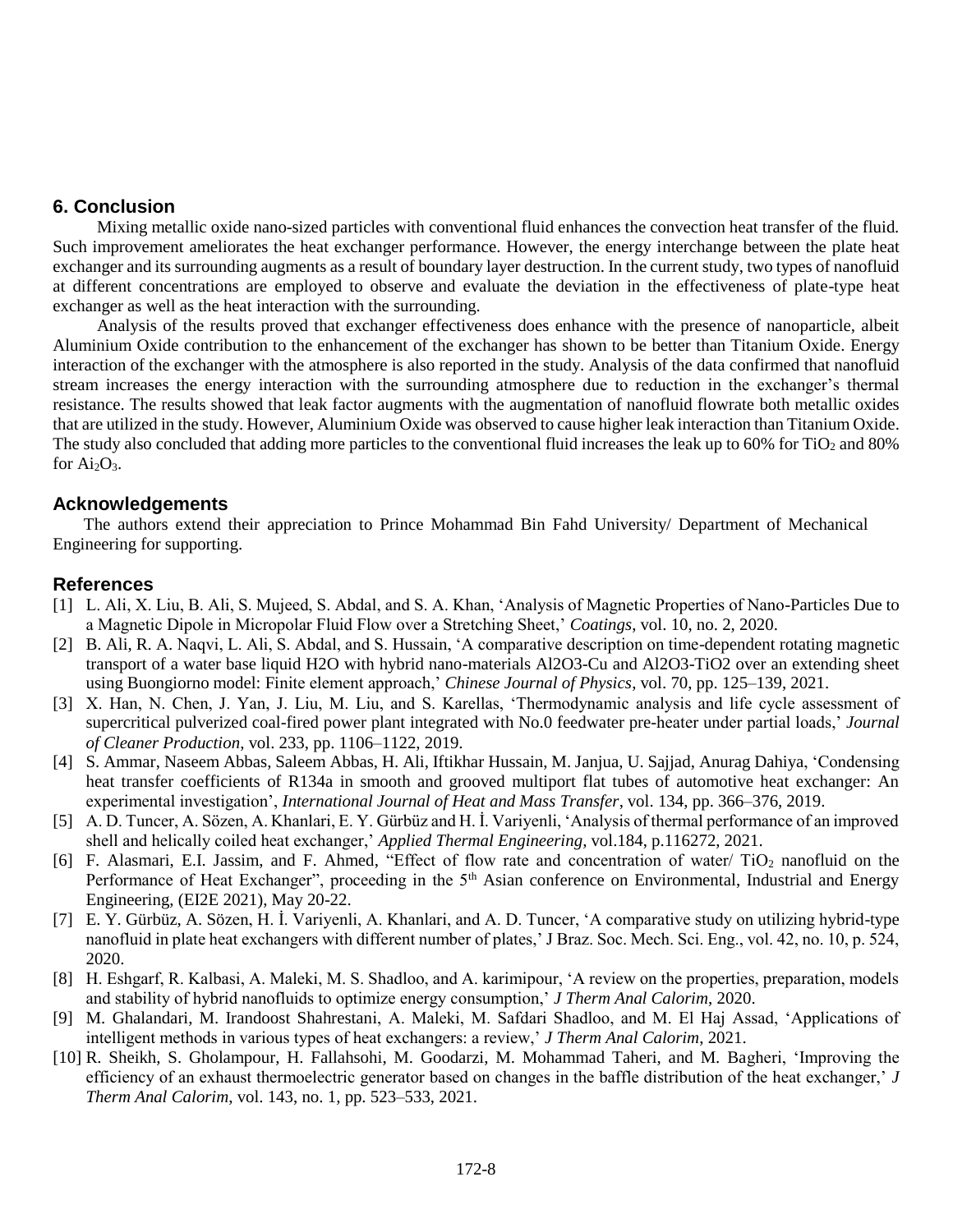## 6. Conclusion

Mixing metallic oxide nano-sized particles with conventional fluid enhances the convection heat transfer of the fluid. Such improvement ameliorates the heat exchanger performance. However, the energy interchange between the plate heat exchanger and its surrounding augments as a result of boundary layer destruction. In the current study, two types of nanofluid at different concentrations are employed to observe and evaluate the deviation in the effectiveness of plate-type heat exchanger as well as the heat interaction with the surrounding.

Analysis of the results proved that exchanger effectiveness does enhance with the presence of nanoparticle, albeit Aluminium Oxide contribution to the enhancement of the exchanger has shown to be better than Titanium Oxide. Energy interaction of the exchanger with the atmosphere is also reported in the study. Analysis of the data confirmed that nanofluid stream increases the energy interaction with the surrounding atmosphere due to reduction in the exchanger's thermal resistance. The results showed that leak factor augments with the augmentation of nanofluid flowrate both metallic oxides that are utilized in the study. However, Aluminium Oxide was observed to cause higher leak interaction than Titanium Oxide. The study also concluded that adding more particles to the conventional fluid increases the leak up to 60% for $TiO_2$ and 80% for $Ai_2O_3$.

## Acknowledgements

The authors extend their appreciation to Prince Mohammad Bin Fahd University/ Department of Mechanical Engineering for supporting.

## References

[1] L. Ali, X. Liu, B. Ali, S. Mujeed, S. Abdal, and S. A. Khan, 'Analysis of Magnetic Properties of Nano-Particles Due to a Magnetic Dipole in Micropolar Fluid Flow over a Stretching Sheet,' *Coatings*, vol. 10, no. 2, 2020.

[2] B. Ali, R. A. Naqvi, L. Ali, S. Abdal, and S. Hussain, 'A comparative description on time-dependent rotating magnetic transport of a water base liquid H2O with hybrid nano-materials Al2O3-Cu and Al2O3-TiO2 over an extending sheet using Buongiorno model: Finite element approach,' *Chinese Journal of Physics*, vol. 70, pp. 125–139, 2021.

[3] X. Han, N. Chen, J. Yan, J. Liu, M. Liu, and S. Karellas, 'Thermodynamic analysis and life cycle assessment of supercritical pulverized coal-fired power plant integrated with No.0 feedwater pre-heater under partial loads,' *Journal of Cleaner Production*, vol. 233, pp. 1106–1122, 2019.

[4] S. Ammar, Naseem Abbas, Saleem Abbas, H. Ali, Iftikhar Hussain, M. Janjua, U. Sajjad, Anurag Dahiya, 'Condensing heat transfer coefficients of R134a in smooth and grooved multiport flat tubes of automotive heat exchanger: An experimental investigation', *International Journal of Heat and Mass Transfer*, vol. 134, pp. 366–376, 2019.

[5] A. D. Tuncer, A. Sözen, A. Khanlari, E. Y. Gürbüz and H. İ. Variyenli, 'Analysis of thermal performance of an improved shell and helically coiled heat exchanger,' *Applied Thermal Engineering*, vol.184, p.116272, 2021.

[6] F. Alasmari, E.I. Jassim, and F. Ahmed, "Effect of flow rate and concentration of water/ $TiO_2$ nanofluid on the Performance of Heat Exchanger", proceeding in the 5th Asian conference on Environmental, Industrial and Energy Engineering, (EI2E 2021), May 20-22.

[7] E. Y. Gürbüz, A. Sözen, H. İ. Variyenli, A. Khanlari, and A. D. Tuncer, 'A comparative study on utilizing hybrid-type nanofluid in plate heat exchangers with different number of plates,' J Braz. Soc. Mech. Sci. Eng., vol. 42, no. 10, p. 524, 2020.

[8] H. Eshgarf, R. Kalbasi, A. Maleki, M. S. Shadloo, and A. karimipour, 'A review on the properties, preparation, models and stability of hybrid nanofluids to optimize energy consumption,' *J Therm Anal Calorim*, 2020.

[9] M. Ghalandari, M. Irandoost Shahrestani, A. Maleki, M. Safdari Shadloo, and M. El Haj Assad, 'Applications of intelligent methods in various types of heat exchangers: a review,' *J Therm Anal Calorim*, 2021.

[10] R. Sheikh, S. Gholampour, H. Fallahsohi, M. Goodarzi, M. Mohammad Taheri, and M. Bagheri, 'Improving the efficiency of an exhaust thermoelectric generator based on changes in the baffle distribution of the heat exchanger,' *J Therm Anal Calorim*, vol. 143, no. 1, pp. 523–533, 2021.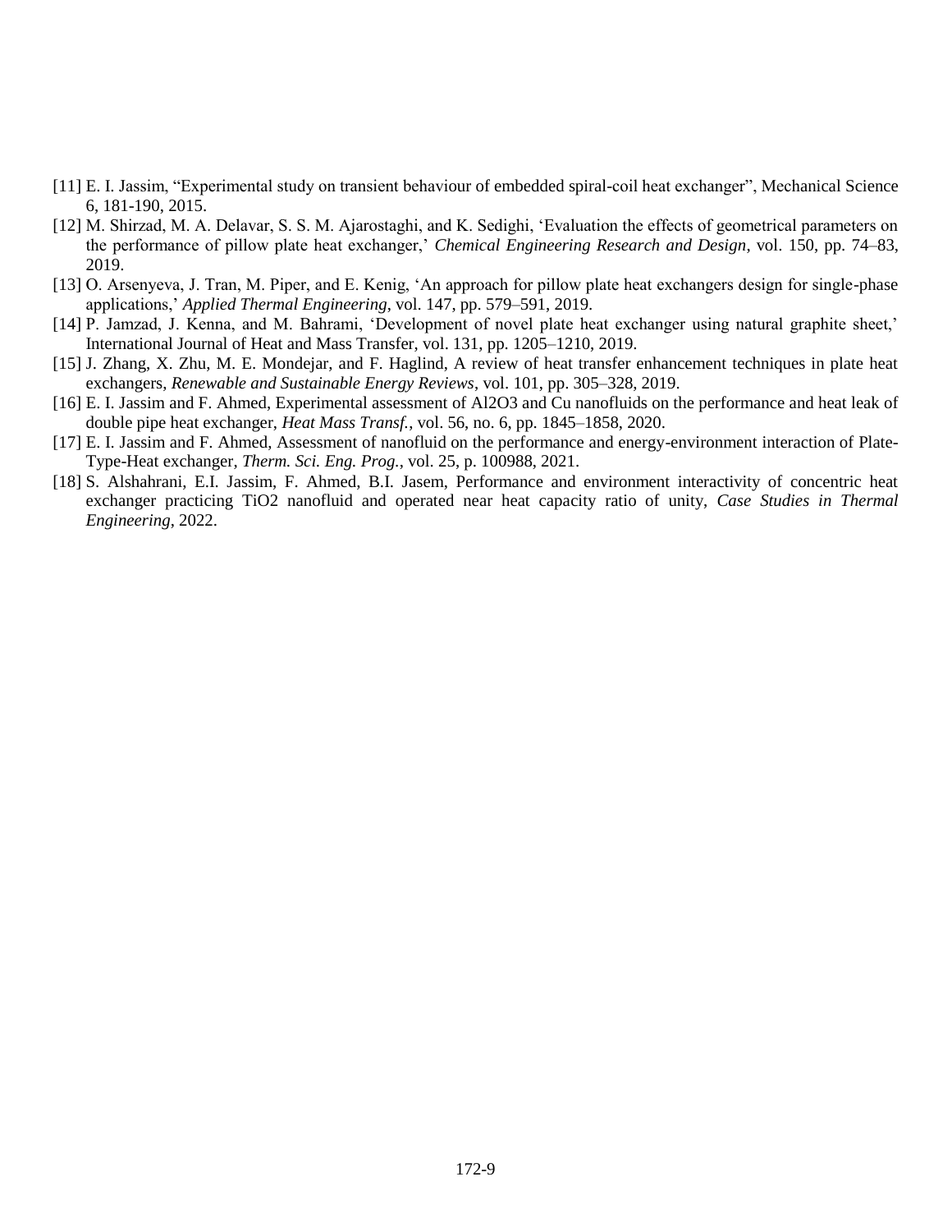[11] E. I. Jassim, "Experimental study on transient behaviour of embedded spiral-coil heat exchanger", Mechanical Science 6, 181-190, 2015.

[12] M. Shirzad, M. A. Delavar, S. S. M. Ajarostaghi, and K. Sedighi, 'Evaluation the effects of geometrical parameters on the performance of pillow plate heat exchanger,' *Chemical Engineering Research and Design*, vol. 150, pp. 74–83, 2019.

[13] O. Arsenyeva, J. Tran, M. Piper, and E. Kenig, 'An approach for pillow plate heat exchangers design for single-phase applications,' *Applied Thermal Engineering*, vol. 147, pp. 579–591, 2019.

[14] P. Jamzad, J. Kenna, and M. Bahrami, 'Development of novel plate heat exchanger using natural graphite sheet,' International Journal of Heat and Mass Transfer, vol. 131, pp. 1205–1210, 2019.

[15] J. Zhang, X. Zhu, M. E. Mondejar, and F. Haglind, A review of heat transfer enhancement techniques in plate heat exchangers, *Renewable and Sustainable Energy Reviews*, vol. 101, pp. 305–328, 2019.

[16] E. I. Jassim and F. Ahmed, Experimental assessment of $Al_2O_3$ and Cu nanofluids on the performance and heat leak of double pipe heat exchanger, *Heat Mass Transf.*, vol. 56, no. 6, pp. 1845–1858, 2020.

[17] E. I. Jassim and F. Ahmed, Assessment of nanofluid on the performance and energy-environment interaction of Plate-Type-Heat exchanger, *Therm. Sci. Eng. Prog.*, vol. 25, p. 100988, 2021.

[18] S. Alshahrani, E.I. Jassim, F. Ahmed, B.I. Jasem, Performance and environment interactivity of concentric heat exchanger practicing $TiO_2$ nanofluid and operated near heat capacity ratio of unity, *Case Studies in Thermal Engineering*, 2022.